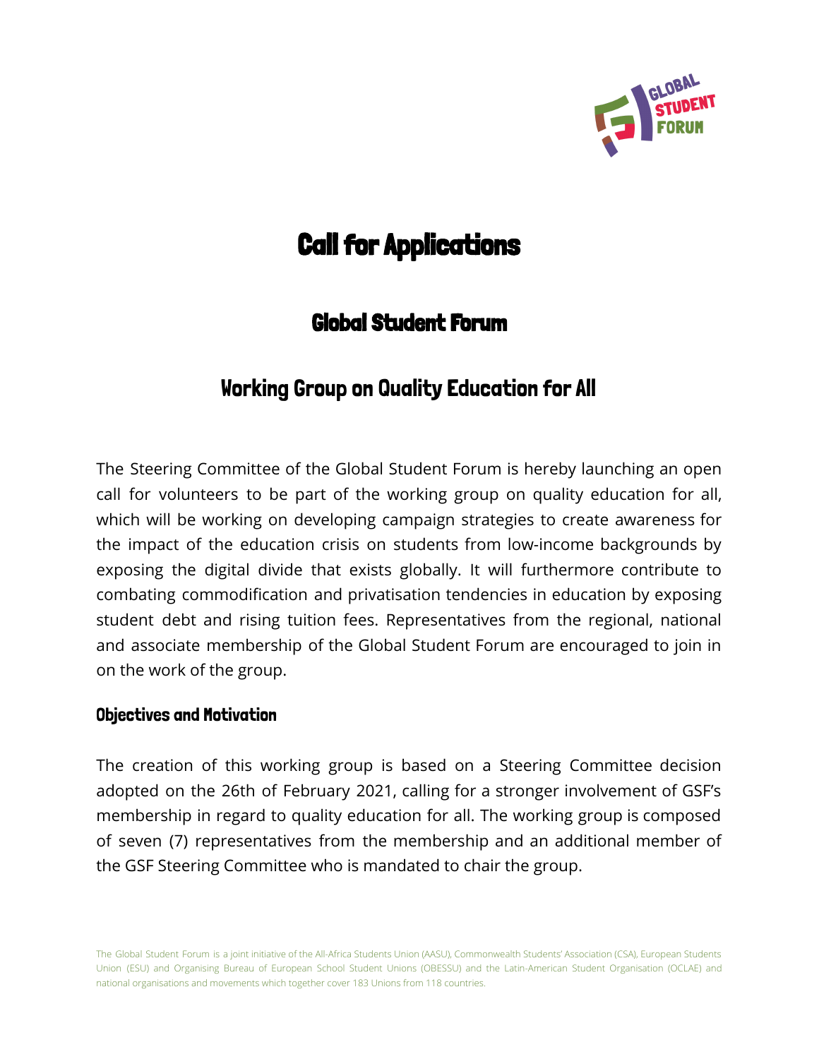# Call for Applications

## Global Student Forum

## Working Group on Quality Education for All

The Steering Committee of the Global Student Forum is hereby launching an open call for volunteers to be part of the working group on quality education for all, which will be working on developing campaign strategies to create awareness for the impact of the education crisis on students from low-income backgrounds by exposing the digital divide that exists globally. It will furthermore contribute to combating commodification and privatisation tendencies in education by exposing student debt and rising tuition fees. Representatives from the regional, national and associate membership of the Global Student Forum are encouraged to join in on the work of the group.

### Objectives and Motivation

The creation of this working group is based on a Steering Committee decision adopted on the 26th of February 2021, calling for a stronger involvement of GSF's membership in regard to quality education for all. The working group is composed of seven (7) representatives from the membership and an additional member of the GSF Steering Committee who is mandated to chair the group.

The Global Student Forum is a joint initiative of the All-Africa Students Union (AASU), Commonwealth Students' Association (CSA), European Students Union (ESU) and Organising Bureau of European School Student Unions (OBESSU) and the Latin-American Student Organisation (OCLAE) and national organisations and movements which together cover 183 Unions from 118 countries.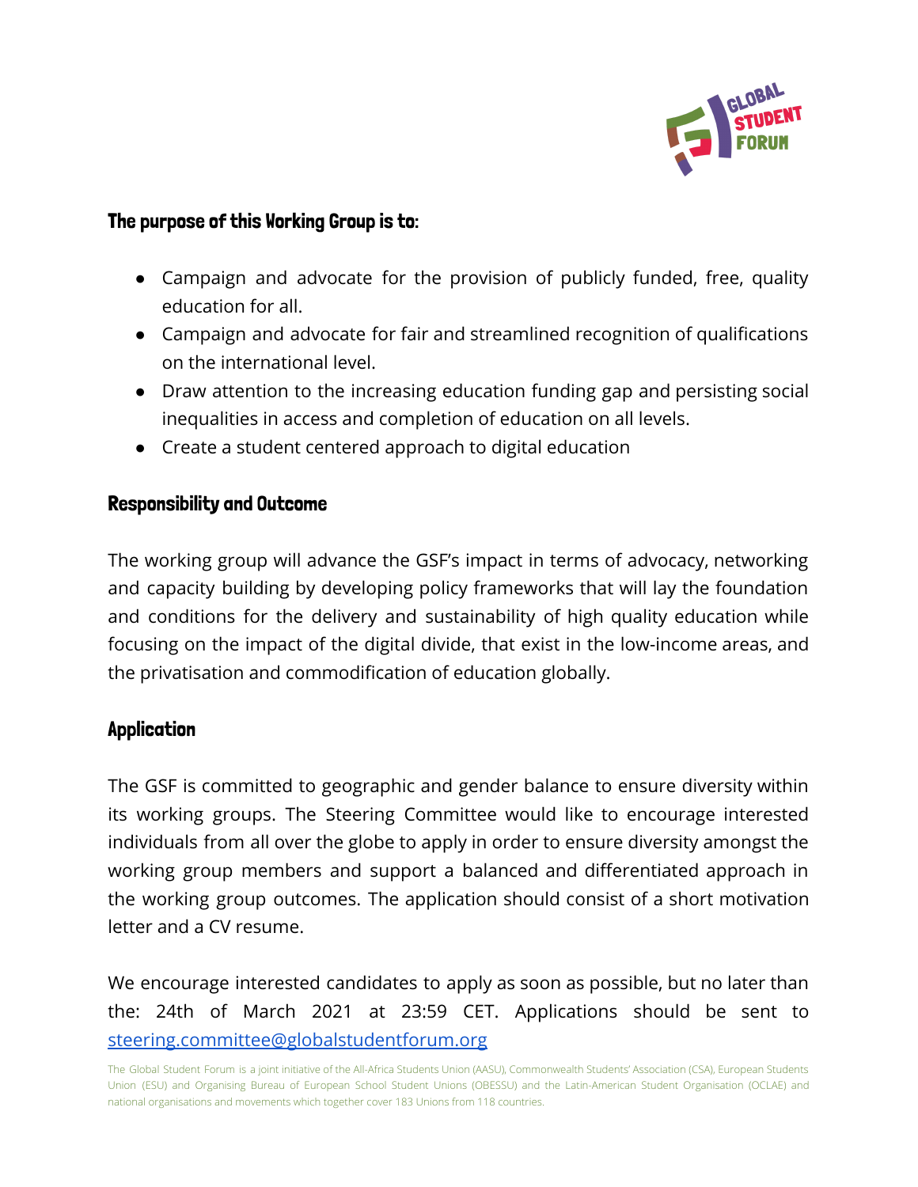### The purpose of this Working Group is to:

- Campaign and advocate for the provision of publicly funded, free, quality education for all.
- Campaign and advocate for fair and streamlined recognition of qualifications on the international level.
- Draw attention to the increasing education funding gap and persisting social inequalities in access and completion of education on all levels.
- Create a student centered approach to digital education

### Responsibility and Outcome

The working group will advance the GSF's impact in terms of advocacy, networking and capacity building by developing policy frameworks that will lay the foundation and conditions for the delivery and sustainability of high quality education while focusing on the impact of the digital divide, that exist in the low-income areas, and the privatisation and commodification of education globally.

### Application

The GSF is committed to geographic and gender balance to ensure diversity within its working groups. The Steering Committee would like to encourage interested individuals from all over the globe to apply in order to ensure diversity amongst the working group members and support a balanced and differentiated approach in the working group outcomes. The application should consist of a short motivation letter and a CV resume.

We encourage interested candidates to apply as soon as possible, but no later than the: 24th of March 2021 at 23:59 CET. Applications should be sent to [steering.committee@globalstudentforum.org](mailto:steering.committee@globalstudentforum.org)

The Global Student Forum is a joint initiative of the All-Africa Students Union (AASU), Commonwealth Students' Association (CSA), European Students Union (ESU) and Organising Bureau of European School Student Unions (OBESSU) and the Latin-American Student Organisation (OCLAE) and national organisations and movements which together cover 183 Unions from 118 countries.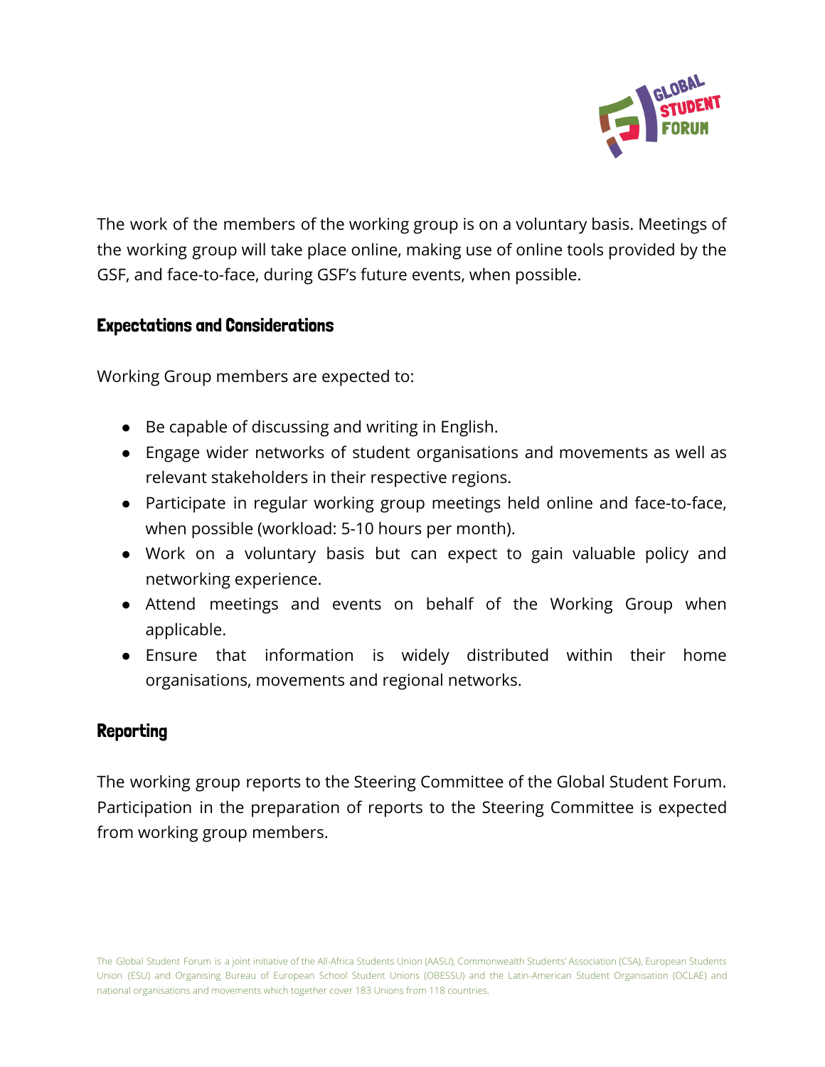The work of the members of the working group is on a voluntary basis. Meetings of the working group will take place online, making use of online tools provided by the GSF, and face-to-face, during GSF's future events, when possible.

## Expectations and Considerations

Working Group members are expected to:

- Be capable of discussing and writing in English.
- Engage wider networks of student organisations and movements as well as relevant stakeholders in their respective regions.
- Participate in regular working group meetings held online and face-to-face, when possible (workload: 5-10 hours per month).
- Work on a voluntary basis but can expect to gain valuable policy and networking experience.
- Attend meetings and events on behalf of the Working Group when applicable.
- Ensure that information is widely distributed within their home organisations, movements and regional networks.

## Reporting

The working group reports to the Steering Committee of the Global Student Forum. Participation in the preparation of reports to the Steering Committee is expected from working group members.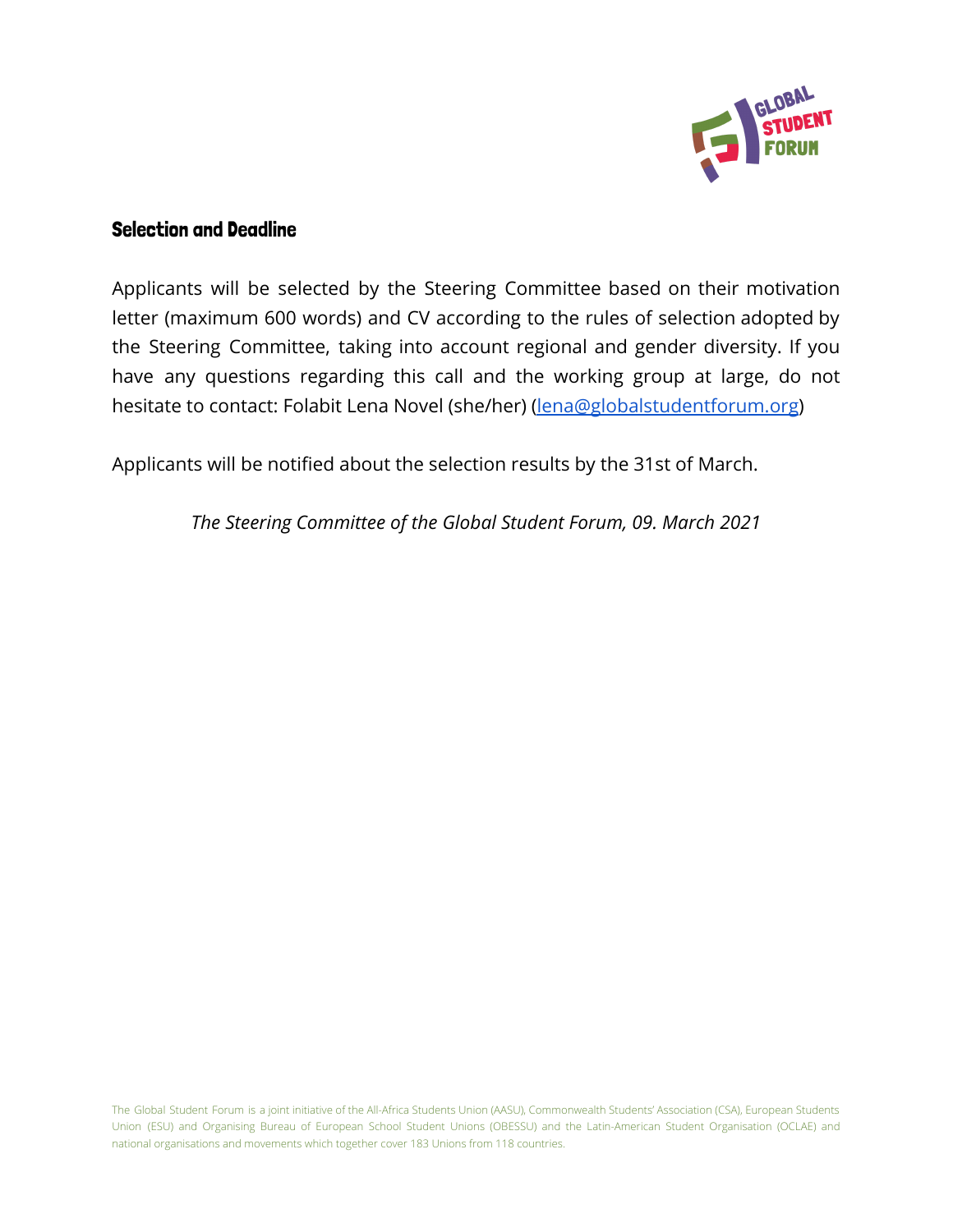## Selection and Deadline

Applicants will be selected by the Steering Committee based on their motivation letter (maximum 600 words) and CV according to the rules of selection adopted by the Steering Committee, taking into account regional and gender diversity. If you have any questions regarding this call and the working group at large, do not hesitate to contact: Folabit Lena Novel (she/her) ([lena@globalstudentforum.org](mailto:lena@globalstudentforum.org))

Applicants will be notified about the selection results by the 31st of March.

*The Steering Committee of the Global Student Forum, 09. March 2021*